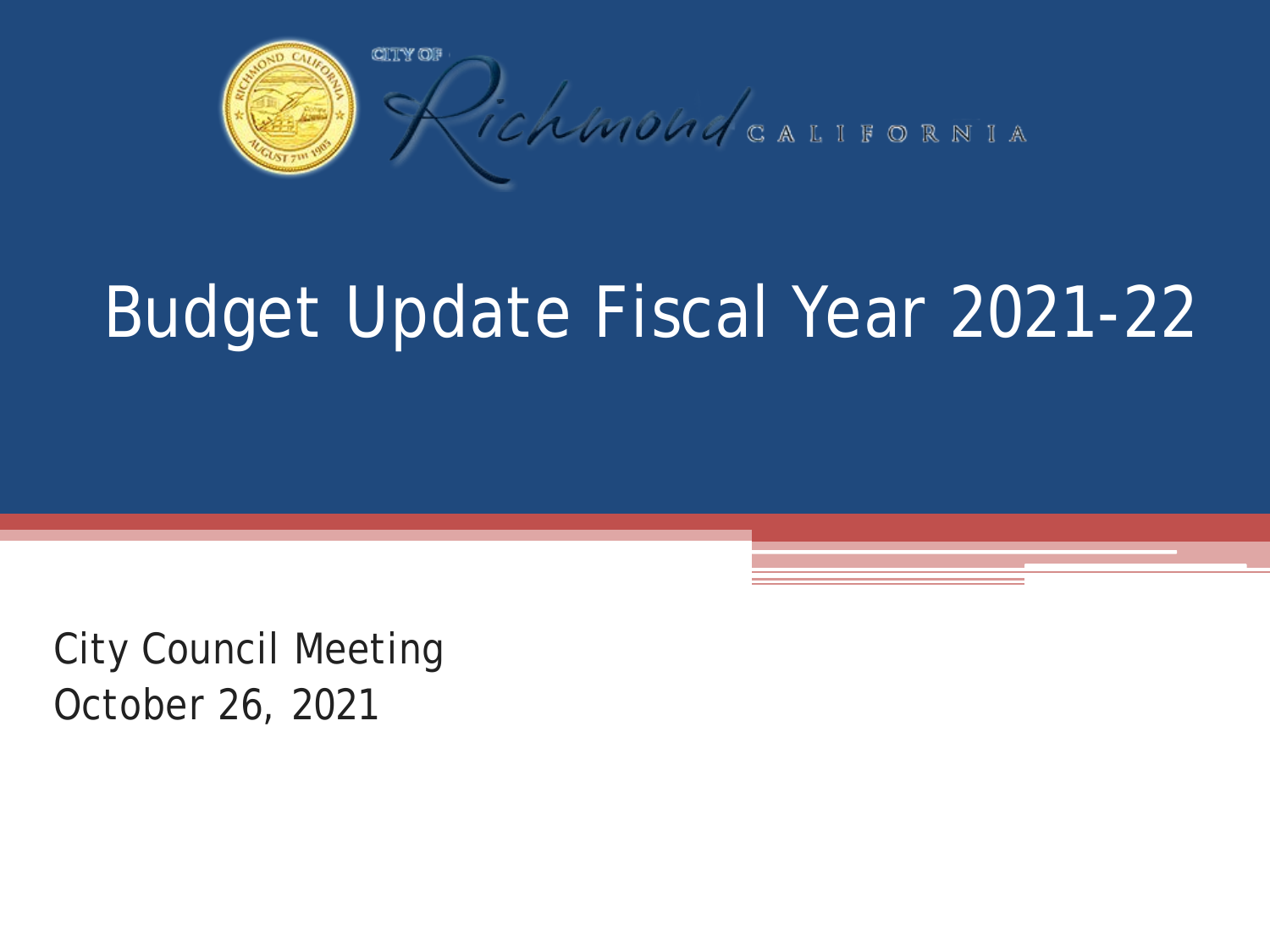CITY OF Richmond CALIFORNIA

# Budget Update Fiscal Year 2021-22

City Council Meeting
October 26, 2021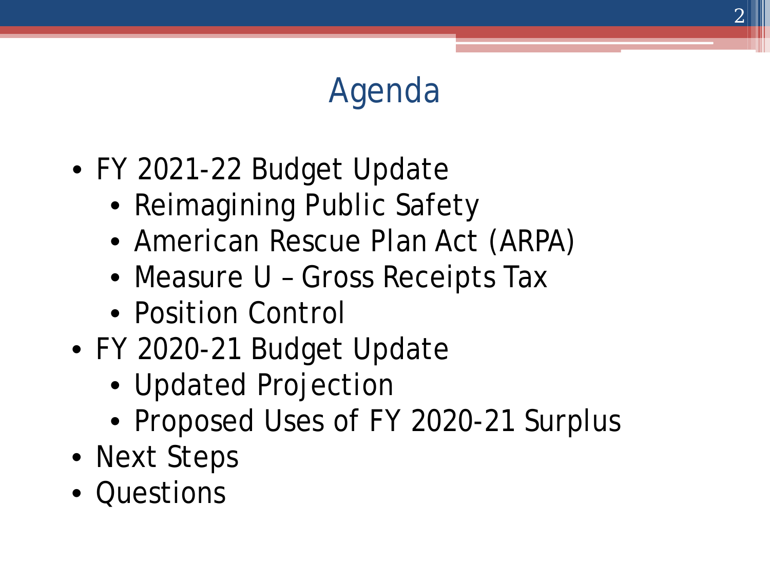# Agenda

- FY 2021-22 Budget Update
  - Reimagining Public Safety
  - American Rescue Plan Act (ARPA)
  - Measure U – Gross Receipts Tax
  - Position Control
- FY 2020-21 Budget Update
  - Updated Projection
  - Proposed Uses of FY 2020-21 Surplus
- Next Steps
- Questions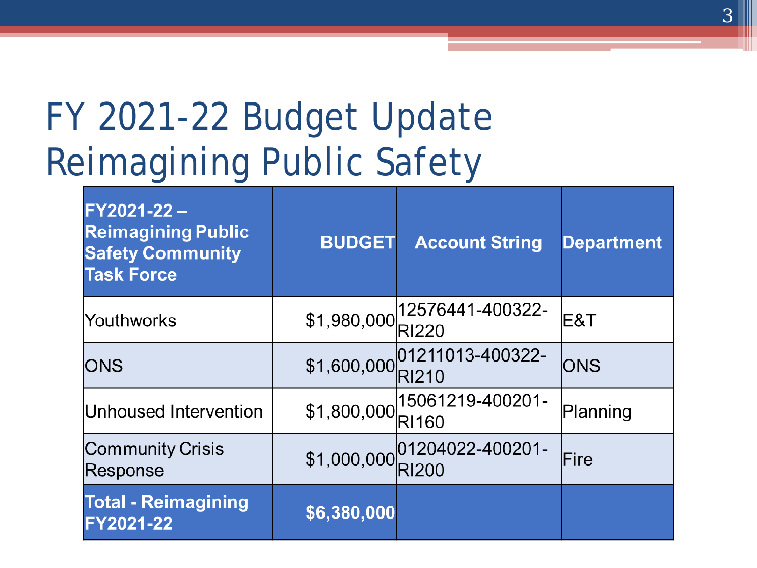# FY 2021-22 Budget Update Reimagining Public Safety

| FY2021-22 – Reimagining Public Safety Community Task Force | BUDGET | Account String | Department |
|---|---|---|---|
| Youthworks | $1,980,000 | 12576441-400322-RI220 | E&T |
| ONS | $1,600,000 | 01211013-400322-RI210 | ONS |
| Unhoused Intervention | $1,800,000 | 15061219-400201-RI160 | Planning |
| Community Crisis Response | $1,000,000 | 01204022-400201-RI200 | Fire |
| **Total - Reimagining FY2021-22** | **$6,380,000** | | |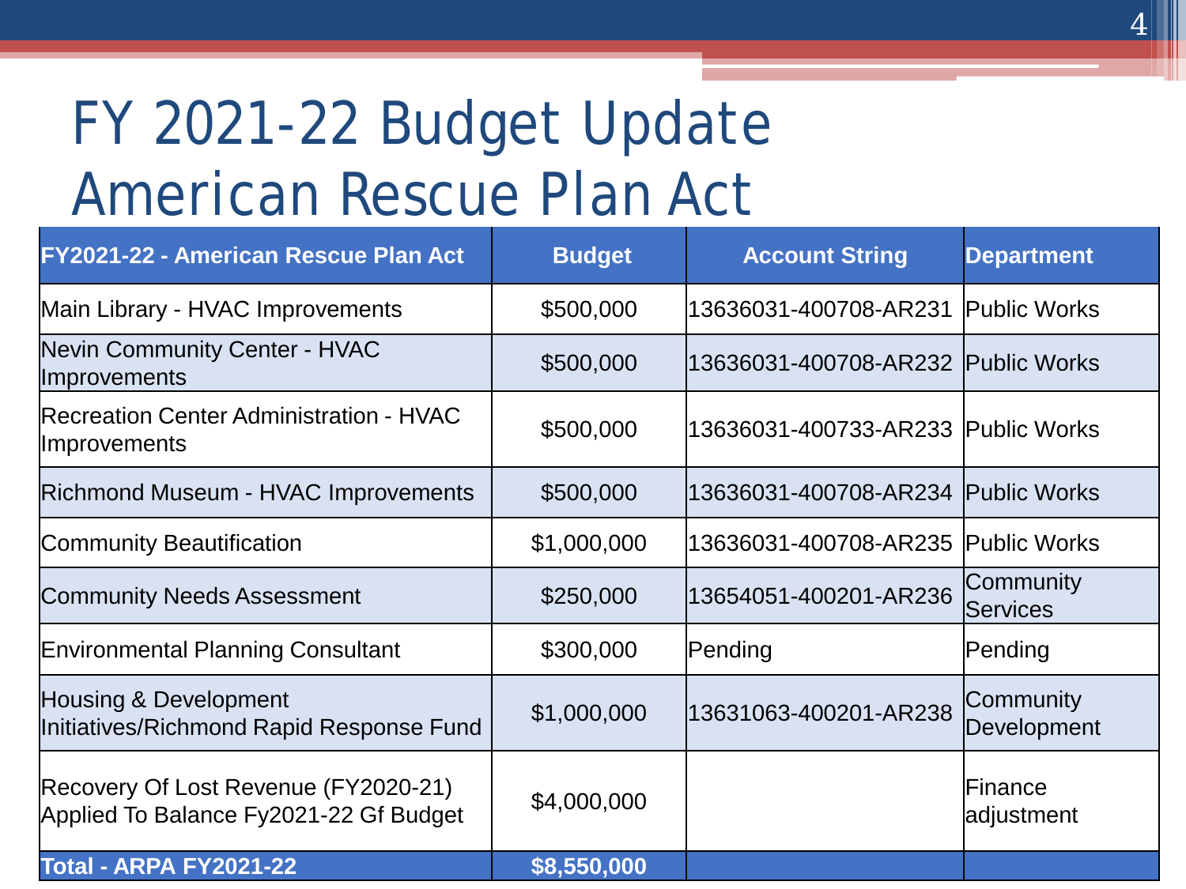# FY 2021-22 Budget Update American Rescue Plan Act

| FY2021-22 - American Rescue Plan Act | Budget | Account String | Department |
|---|---|---|---|
| Main Library - HVAC Improvements | $500,000 | 13636031-400708-AR231 | Public Works |
| Nevin Community Center - HVAC Improvements | $500,000 | 13636031-400708-AR232 | Public Works |
| Recreation Center Administration - HVAC Improvements | $500,000 | 13636031-400733-AR233 | Public Works |
| Richmond Museum - HVAC Improvements | $500,000 | 13636031-400708-AR234 | Public Works |
| Community Beautification | $1,000,000 | 13636031-400708-AR235 | Public Works |
| Community Needs Assessment | $250,000 | 13654051-400201-AR236 | Community Services |
| Environmental Planning Consultant | $300,000 | Pending | Pending |
| Housing & Development Initiatives/Richmond Rapid Response Fund | $1,000,000 | 13631063-400201-AR238 | Community Development |
| Recovery Of Lost Revenue (FY2020-21) Applied To Balance Fy2021-22 Gf Budget | $4,000,000 | | Finance adjustment |
| **Total - ARPA FY2021-22** | **$8,550,000** | | |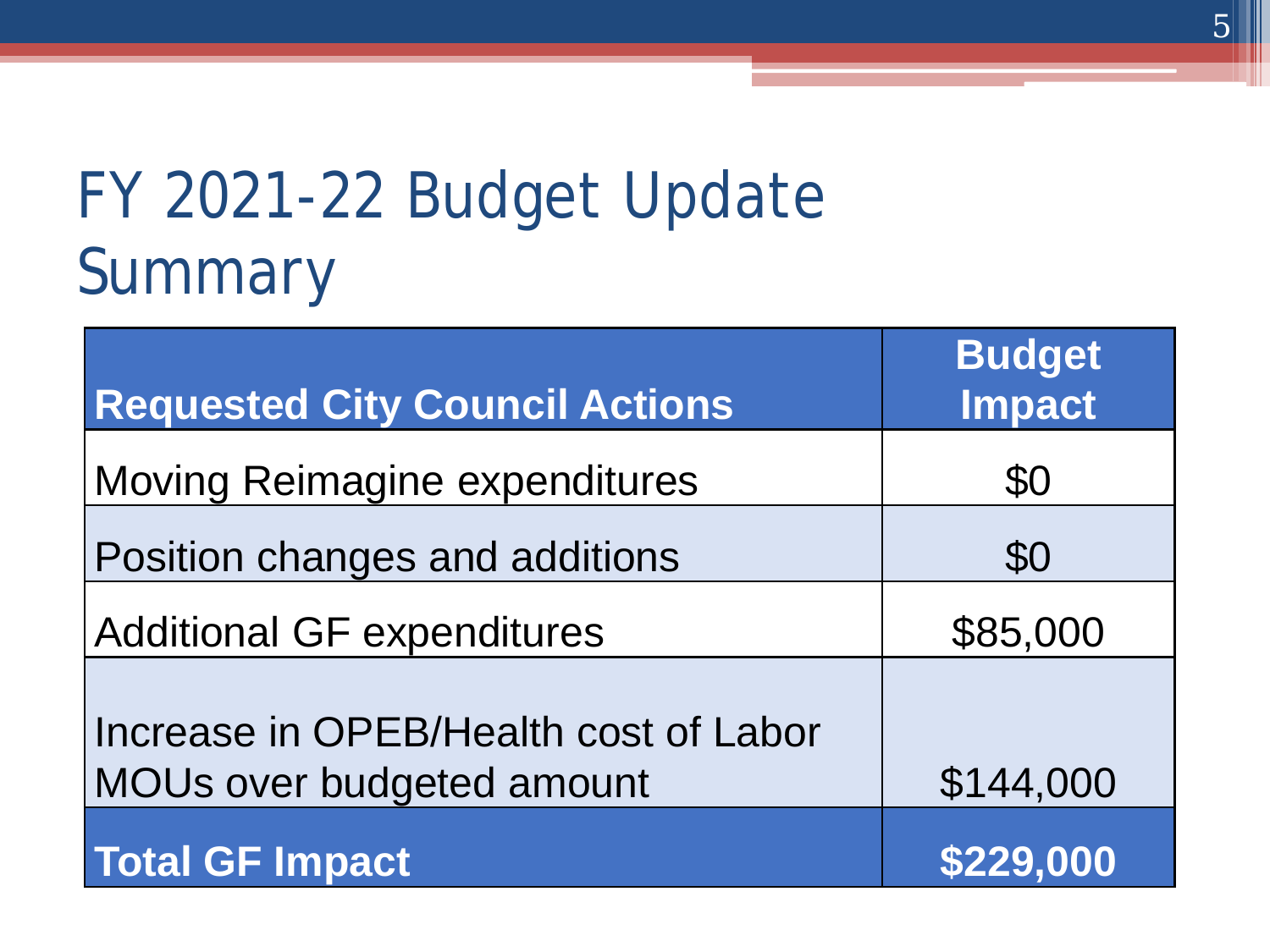# FY 2021-22 Budget Update Summary

| Requested City Council Actions | Budget Impact |
| --- | --- |
| Moving Reimagine expenditures | $0 |
| Position changes and additions | $0 |
| Additional GF expenditures | $85,000 |
| Increase in OPEB/Health cost of Labor MOUs over budgeted amount | $144,000 |
| **Total GF Impact** | **$229,000** |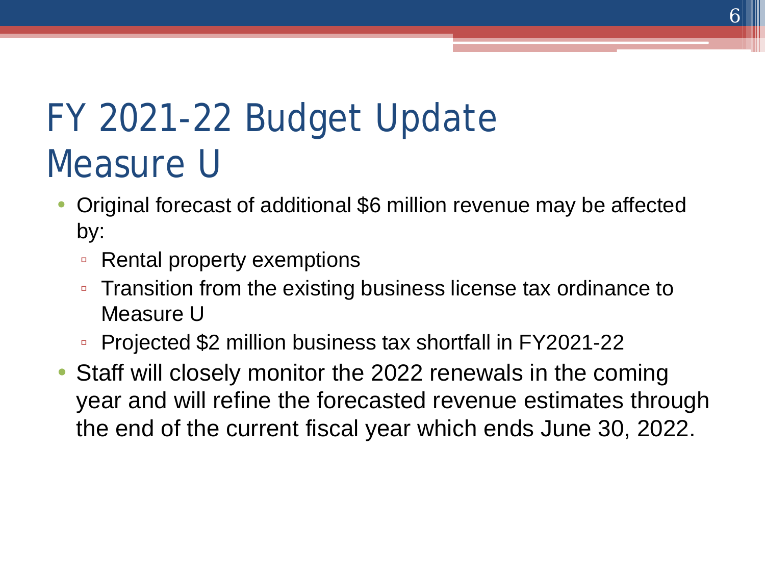# FY 2021-22 Budget Update
# Measure U

- Original forecast of additional $6 million revenue may be affected by:
  - Rental property exemptions
  - Transition from the existing business license tax ordinance to Measure U
  - Projected $2 million business tax shortfall in FY2021-22
- Staff will closely monitor the 2022 renewals in the coming year and will refine the forecasted revenue estimates through the end of the current fiscal year which ends June 30, 2022.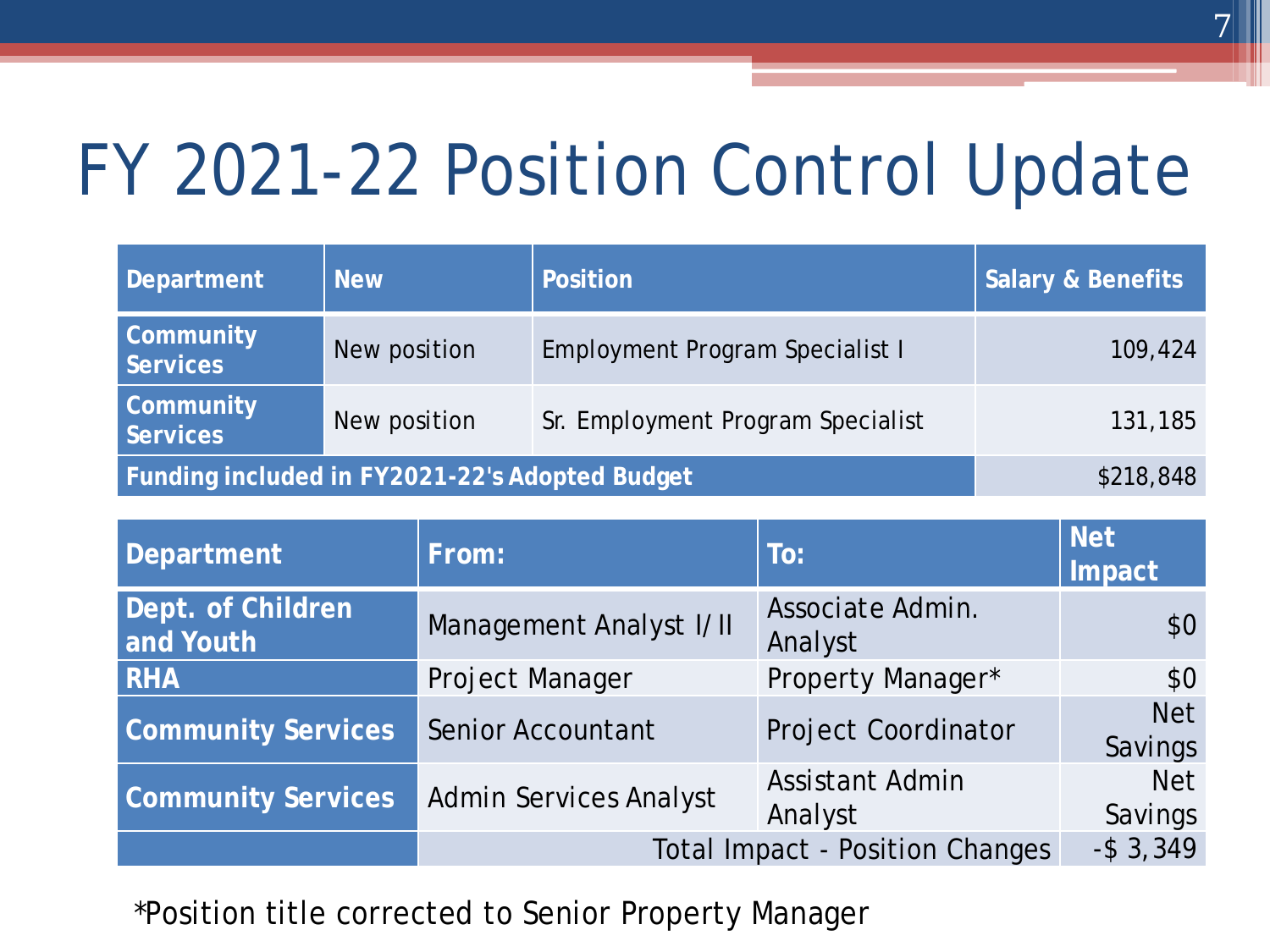# FY 2021-22 Position Control Update

| Department | New | Position | Salary & Benefits |
| --- | --- | --- | --- |
| **Community Services** | New position | Employment Program Specialist I | 109,424 |
| **Community Services** | New position | Sr. Employment Program Specialist | 131,185 |
| **Funding included in FY2021-22's Adopted Budget** | | | $218,848 |

| Department | From: | To: | Net Impact |
| --- | --- | --- | --- |
| **Dept. of Children and Youth** | Management Analyst I/II | Associate Admin. Analyst | $0 |
| **RHA** | Project Manager | Property Manager* | $0 |
| **Community Services** | Senior Accountant | Project Coordinator | Net Savings |
| **Community Services** | Admin Services Analyst | Assistant Admin Analyst | Net Savings |
| | | Total Impact - Position Changes | -$ 3,349 |

*Position title corrected to Senior Property Manager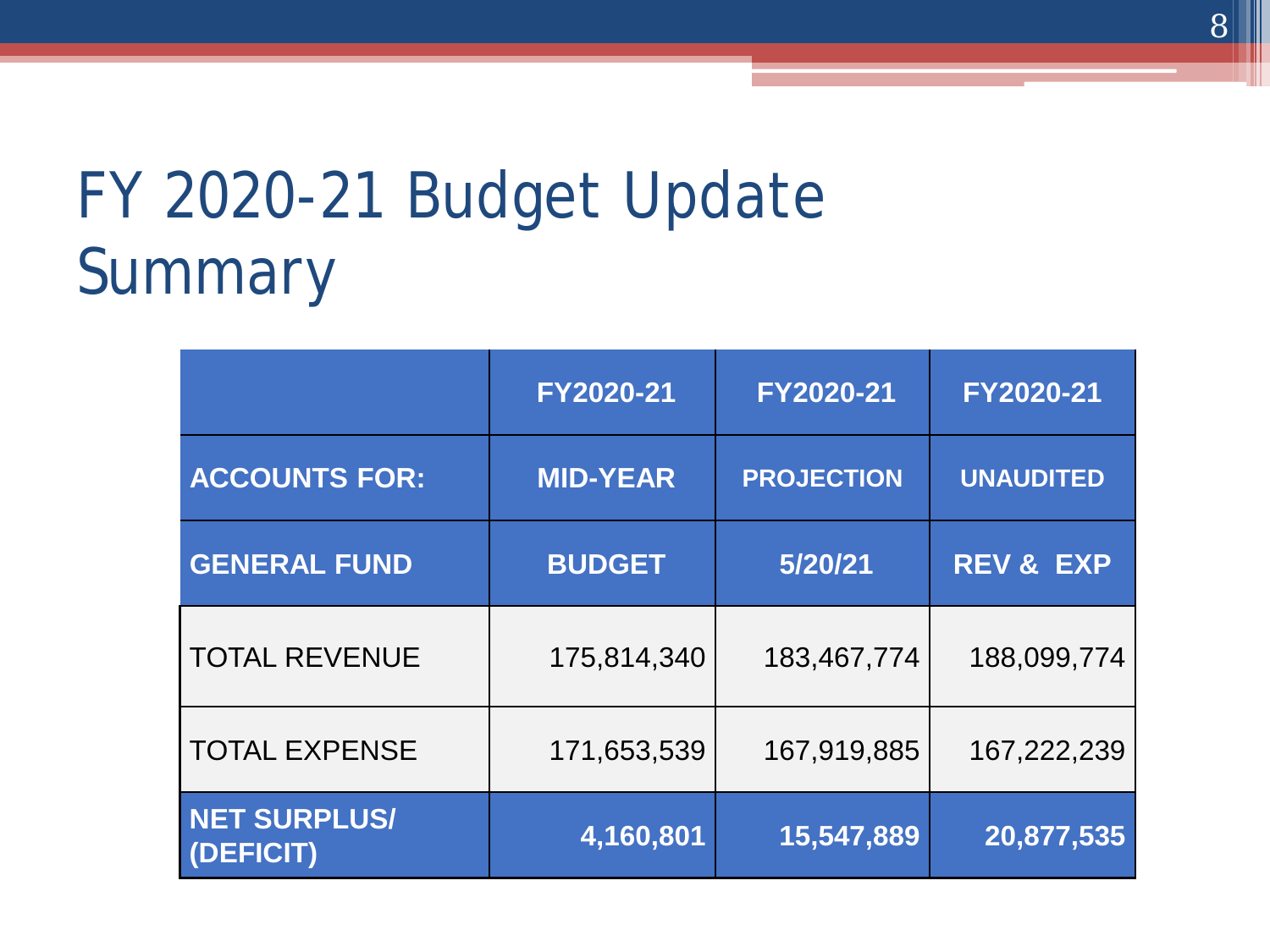# FY 2020-21 Budget Update Summary

| | FY2020-21 | FY2020-21 | FY2020-21 |
|---|---|---|---|
| **ACCOUNTS FOR:** | **MID-YEAR** | **PROJECTION** | **UNAUDITED** |
| **GENERAL FUND** | **BUDGET** | **5/20/21** | **REV & EXP** |
| TOTAL REVENUE | 175,814,340 | 183,467,774 | 188,099,774 |
| TOTAL EXPENSE | 171,653,539 | 167,919,885 | 167,222,239 |
| **NET SURPLUS/ (DEFICIT)** | **4,160,801** | **15,547,889** | **20,877,535** |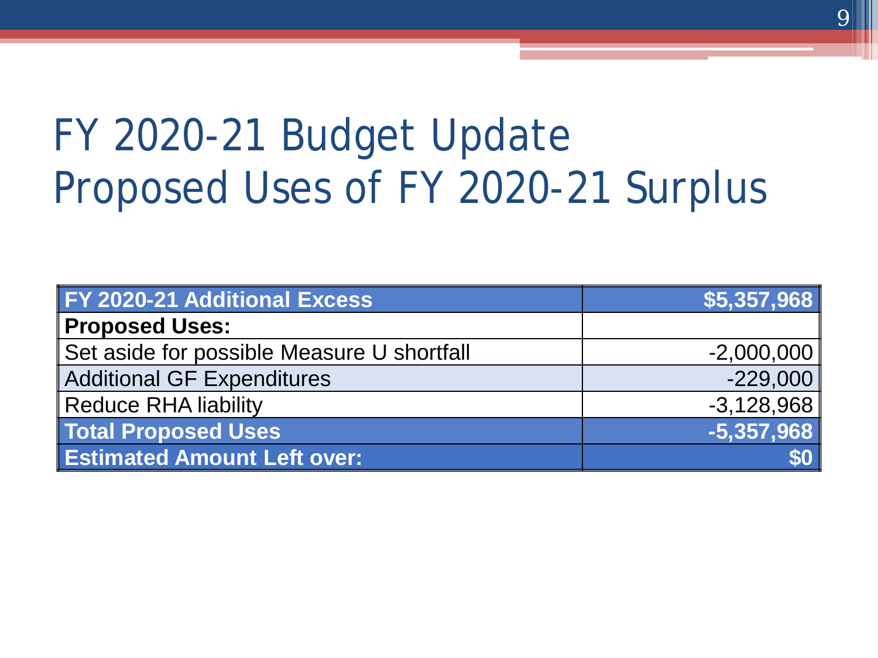# FY 2020-21 Budget Update
## Proposed Uses of FY 2020-21 Surplus

| **FY 2020-21 Additional Excess** | **$5,357,968** |
| --- | --- |
| **Proposed Uses:** | |
| Set aside for possible Measure U shortfall | -2,000,000 |
| Additional GF Expenditures | -229,000 |
| Reduce RHA liability | -3,128,968 |
| **Total Proposed Uses** | **-5,357,968** |
| **Estimated Amount Left over:** | **$0** |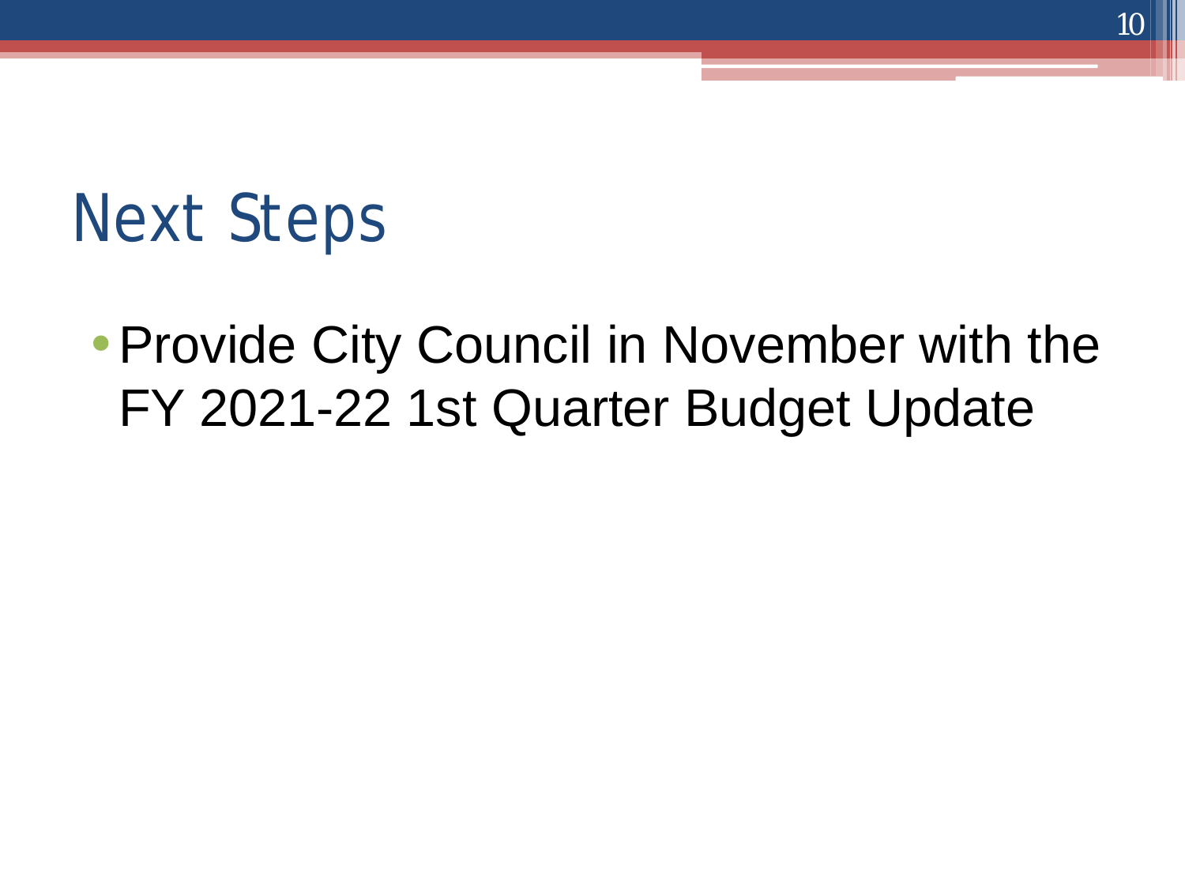# Next Steps

- Provide City Council in November with the FY 2021-22 1st Quarter Budget Update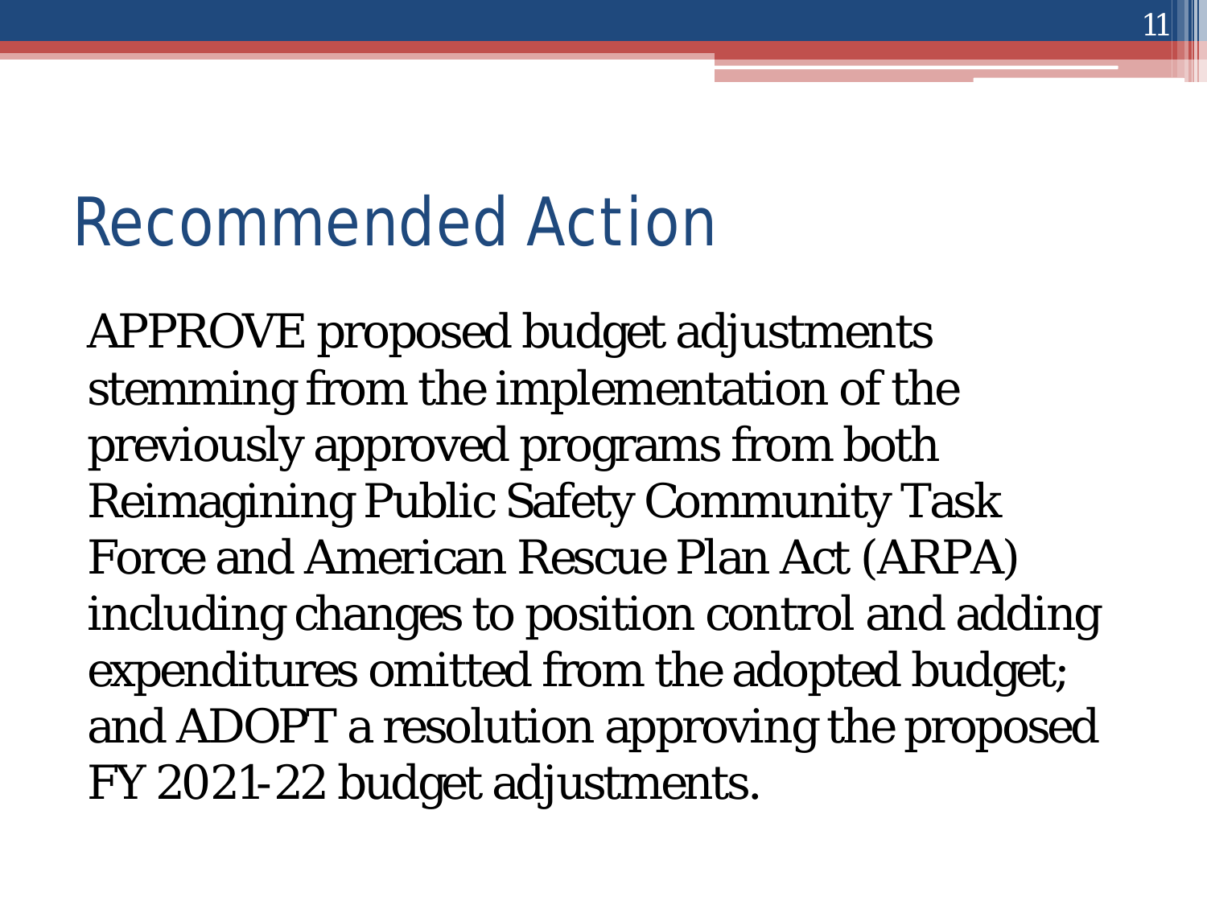# Recommended Action

APPROVE proposed budget adjustments stemming from the implementation of the previously approved programs from both Reimagining Public Safety Community Task Force and American Rescue Plan Act (ARPA) including changes to position control and adding expenditures omitted from the adopted budget; and ADOPT a resolution approving the proposed FY 2021-22 budget adjustments.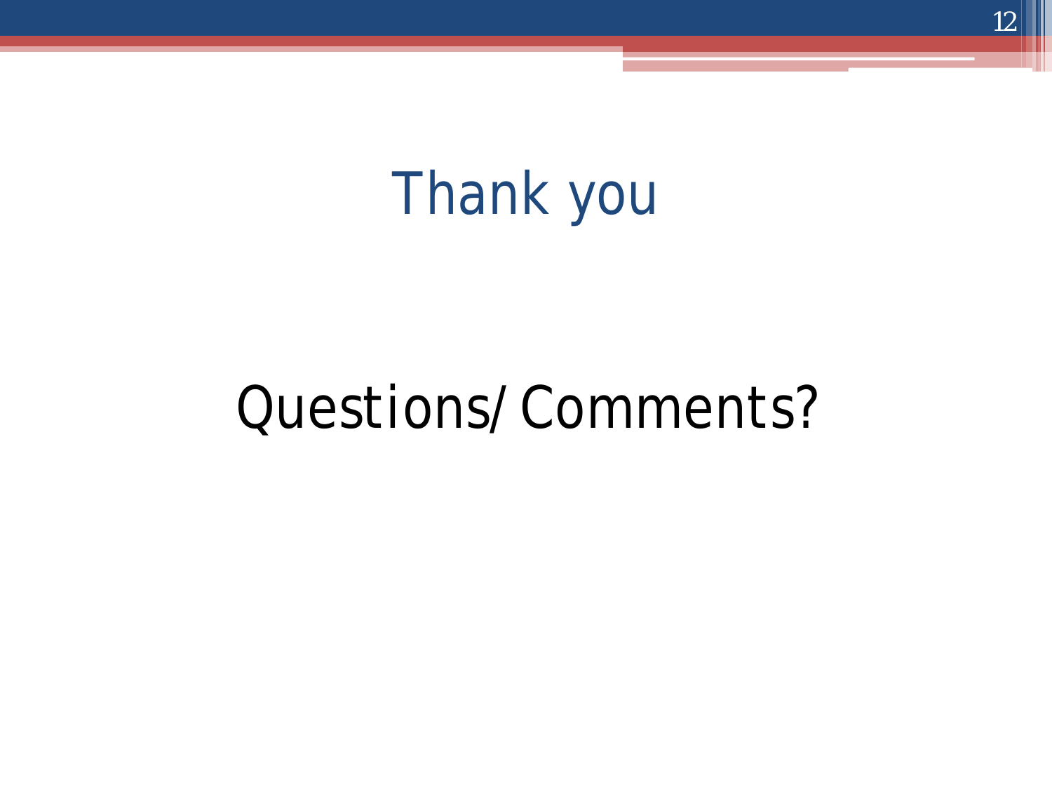# Thank you

Questions/ Comments?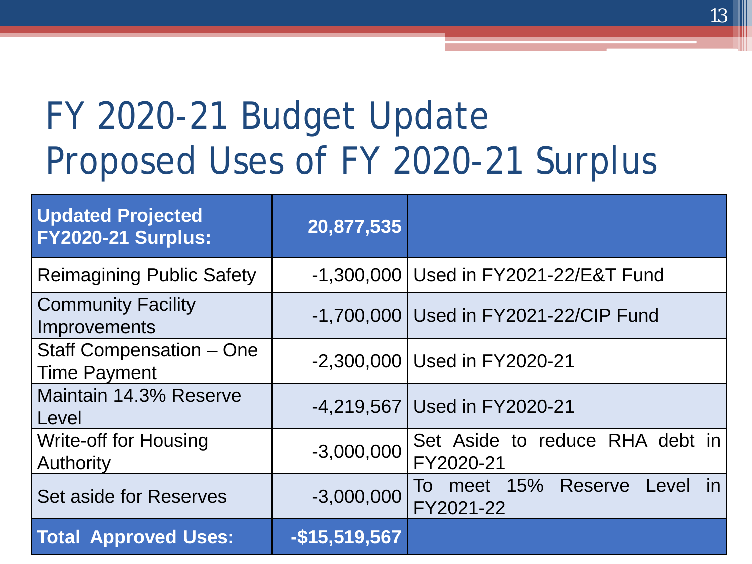# FY 2020-21 Budget Update
# Proposed Uses of FY 2020-21 Surplus

| **Updated Projected FY2020-21 Surplus:** | **20,877,535** | |
|---|---|---|
| Reimagining Public Safety | -1,300,000 | Used in FY2021-22/E&T Fund |
| Community Facility Improvements | -1,700,000 | Used in FY2021-22/CIP Fund |
| Staff Compensation – One Time Payment | -2,300,000 | Used in FY2020-21 |
| Maintain 14.3% Reserve Level | -4,219,567 | Used in FY2020-21 |
| Write-off for Housing Authority | -3,000,000 | Set Aside to reduce RHA debt in FY2020-21 |
| Set aside for Reserves | -3,000,000 | To meet 15% Reserve Level in FY2021-22 |
| **Total Approved Uses:** | **-$15,519,567** | |